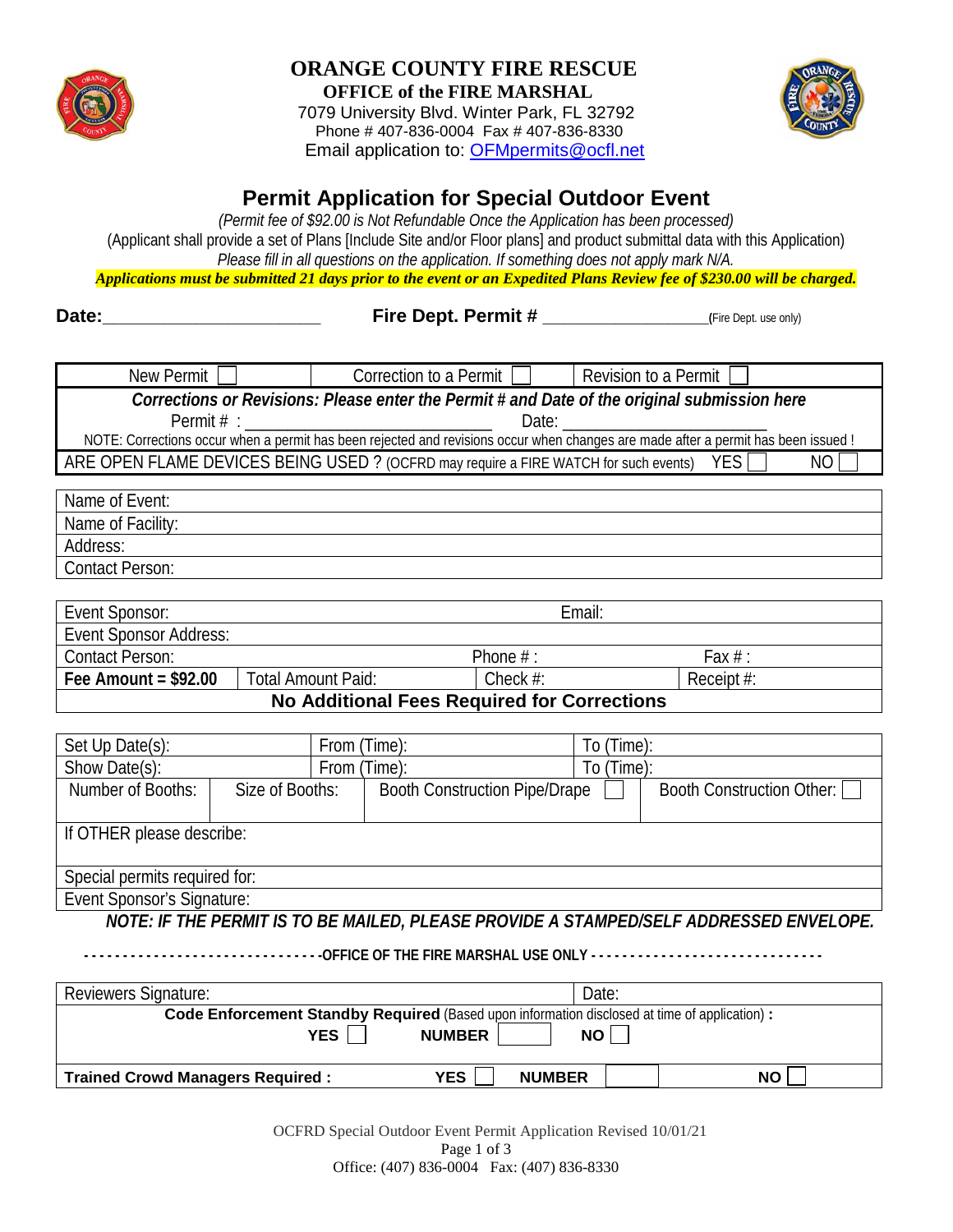# ORANGE COUNTY FIRE RESCUE

**OFFICE of the FIRE MARSHAL**

7079 University Blvd. Winter Park, FL 32792

Phone # 407-836-0004 Fax # 407-836-8330

Email application to: OFMpermits@ocfl.net

## Permit Application for Special Outdoor Event

*(Permit fee of $92.00 is Not Refundable Once the Application has been processed)*

(Applicant shall provide a set of Plans [Include Site and/or Floor plans] and product submittal data with this Application)

*Please fill in all questions on the application. If something does not apply mark N/A.*

***Applications must be submitted 21 days prior to the event or an Expedited Plans Review fee of $230.00 will be charged.***

**Date:**_______________________ **Fire Dept. Permit #** __________________ (Fire Dept. use only)

| New Permit ☐ | Correction to a Permit ☐ | Revision to a Permit ☐ |
|---|---|---|
| ***Corrections or Revisions: Please enter the Permit # and Date of the original submission here*** | | |
| Permit # : ____________________ | Date: ____________________ | |
| NOTE: Corrections occur when a permit has been rejected and revisions occur when changes are made after a permit has been issued ! | | |
| ARE OPEN FLAME DEVICES BEING USED ? (OCFRD may require a FIRE WATCH for such events) | YES ☐ | NO ☐ |

| |
|---|
| Name of Event: |
| Name of Facility: |
| Address: |
| Contact Person: |

| Event Sponsor: | | Email: | |
|---|---|---|---|
| Event Sponsor Address: | | | |
| Contact Person: | | Phone # : | Fax # : |
| **Fee Amount = $92.00** | Total Amount Paid: | Check #: | Receipt #: |
| **No Additional Fees Required for Corrections** | | | |

| Set Up Date(s): | | From (Time): | | To (Time): |
|---|---|---|---|---|
| Show Date(s): | | From (Time): | | To (Time): |
| Number of Booths: | Size of Booths: | Booth Construction Pipe/Drape ☐ | | Booth Construction Other: ☐ |
| If OTHER please describe: | | | | |
| Special permits required for: | | | | |
| Event Sponsor's Signature: | | | | |

***NOTE: IF THE PERMIT IS TO BE MAILED, PLEASE PROVIDE A STAMPED/SELF ADDRESSED ENVELOPE.***

**- - - - - - - - - - - - - - - - - - - - - - - - - - - - - - OFFICE OF THE FIRE MARSHAL USE ONLY - - - - - - - - - - - - - - - - - - - - - - - - - - - - - -**

| Reviewers Signature: | | | Date: |
|---|---|---|---|
| **Code Enforcement Standby Required** (Based upon information disclosed at time of application) **:** **YES** ☐ **NUMBER** ____ **NO** ☐ | | | |
| **Trained Crowd Managers Required :** | **YES** ☐ | **NUMBER** ____ | **NO** ☐ |

OCFRD Special Outdoor Event Permit Application Revised 10/01/21

Office: (407) 836-0004 Fax: (407) 836-8330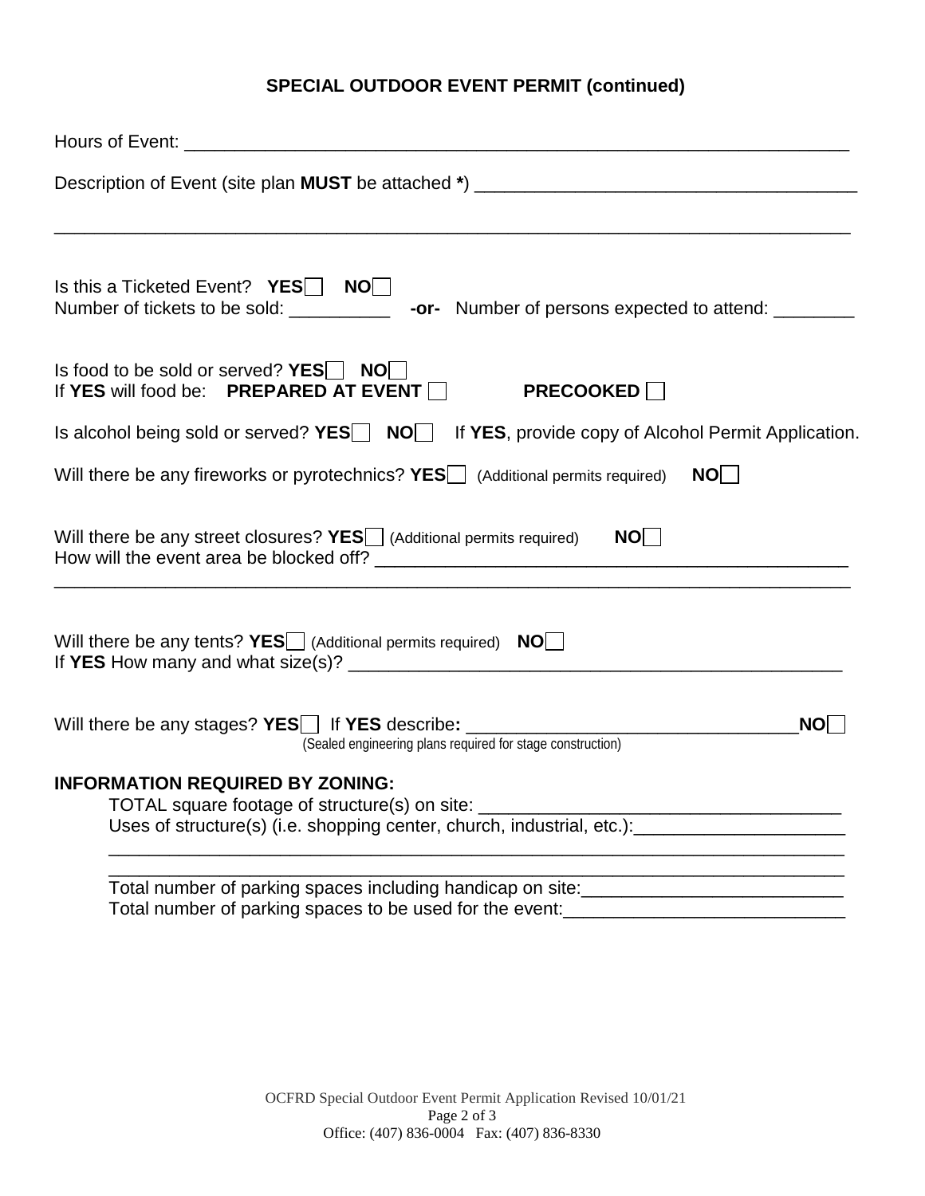## SPECIAL OUTDOOR EVENT PERMIT (continued)

Hours of Event: ______________________________________________________________

Description of Event (site plan **MUST** be attached **\***) ______________________________________

______________________________________________________________________________

Is this a Ticketed Event? **YES** ☐ **NO** ☐
Number of tickets to be sold: __________ **-or-** Number of persons expected to attend: ________

Is food to be sold or served? **YES** ☐ **NO** ☐
If **YES** will food be: **PREPARED AT EVENT** ☐ **PRECOOKED** ☐

Is alcohol being sold or served? **YES** ☐ **NO** ☐ If **YES**, provide copy of Alcohol Permit Application.

Will there be any fireworks or pyrotechnics? **YES** ☐ (Additional permits required) **NO** ☐

Will there be any street closures? **YES** ☐ (Additional permits required) **NO** ☐
How will the event area be blocked off? ______________________________________________

______________________________________________________________________________

Will there be any tents? **YES** ☐ (Additional permits required) **NO** ☐
If **YES** How many and what size(s)? ________________________________________________

Will there be any stages? **YES** ☐ If **YES** describe**:** ________________________________ **NO** ☐
(Sealed engineering plans required for stage construction)

**INFORMATION REQUIRED BY ZONING:**

TOTAL square footage of structure(s) on site: ___________________________________
Uses of structure(s) (i.e. shopping center, church, industrial, etc.):____________________

___________________________________________________________________________

___________________________________________________________________________

Total number of parking spaces including handicap on site:_________________________
Total number of parking spaces to be used for the event:___________________________

OCFRD Special Outdoor Event Permit Application Revised 10/01/21
Office: (407) 836-0004 Fax: (407) 836-8330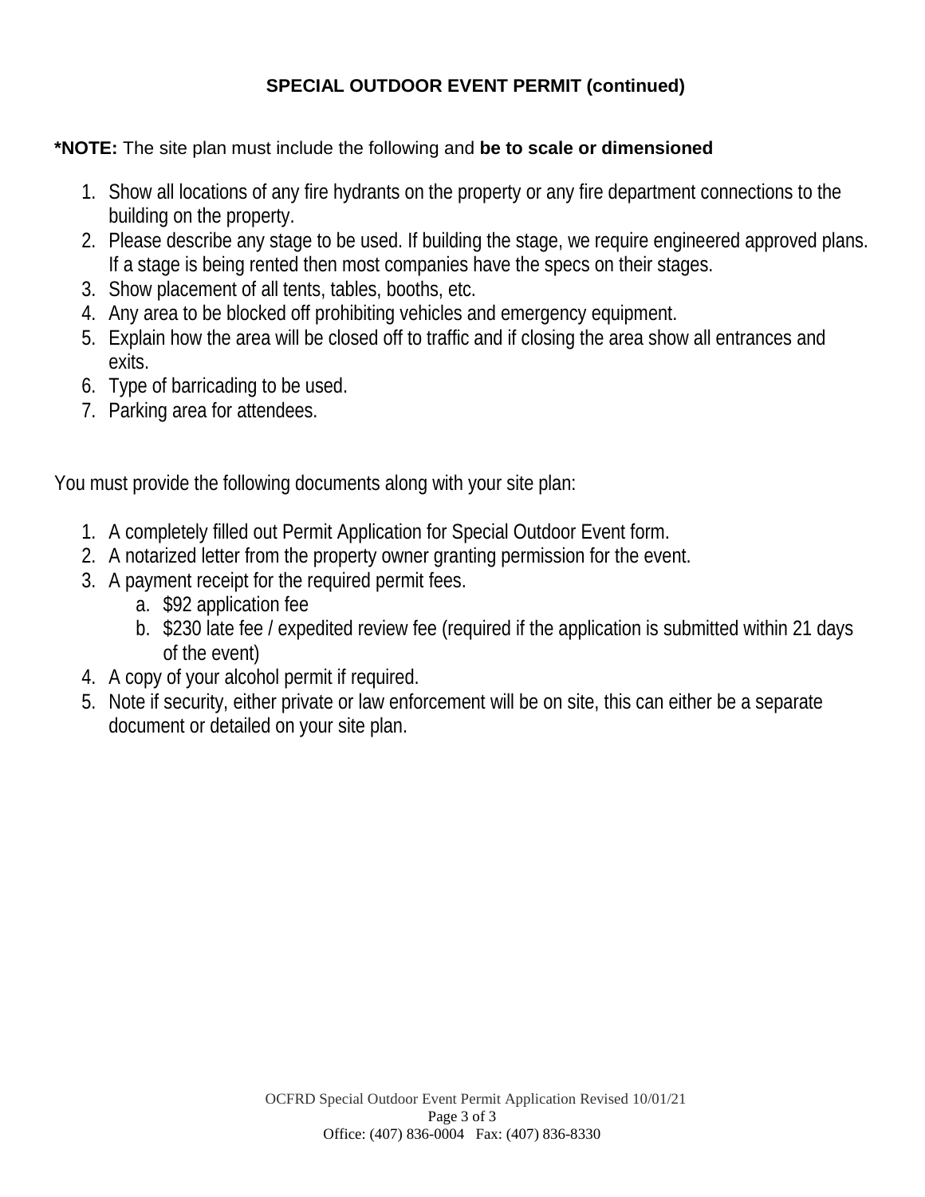## SPECIAL OUTDOOR EVENT PERMIT (continued)

***NOTE:** The site plan must include the following and **be to scale or dimensioned**

1. Show all locations of any fire hydrants on the property or any fire department connections to the building on the property.
2. Please describe any stage to be used. If building the stage, we require engineered approved plans. If a stage is being rented then most companies have the specs on their stages.
3. Show placement of all tents, tables, booths, etc.
4. Any area to be blocked off prohibiting vehicles and emergency equipment.
5. Explain how the area will be closed off to traffic and if closing the area show all entrances and exits.
6. Type of barricading to be used.
7. Parking area for attendees.

You must provide the following documents along with your site plan:

1. A completely filled out Permit Application for Special Outdoor Event form.
2. A notarized letter from the property owner granting permission for the event.
3. A payment receipt for the required permit fees.
   a. $92 application fee
   b. $230 late fee / expedited review fee (required if the application is submitted within 21 days of the event)
4. A copy of your alcohol permit if required.
5. Note if security, either private or law enforcement will be on site, this can either be a separate document or detailed on your site plan.

OCFRD Special Outdoor Event Permit Application Revised 10/01/21

Office: (407) 836-0004 Fax: (407) 836-8330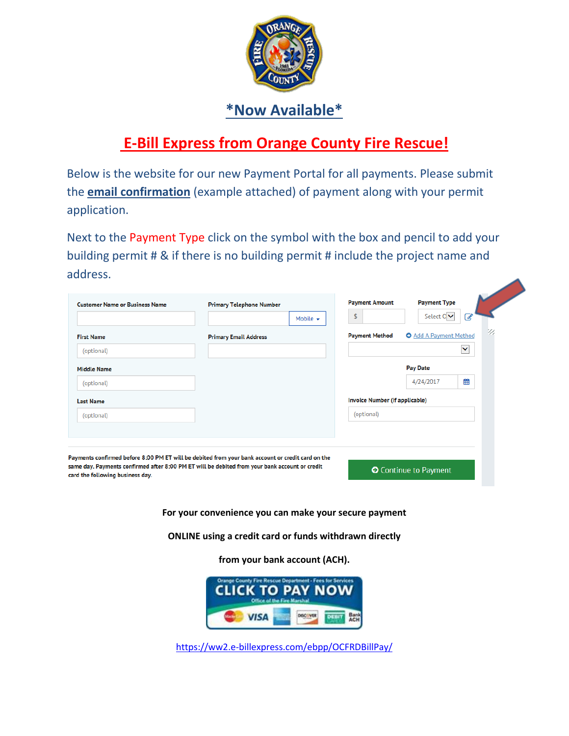# *Now Available*

## E-Bill Express from Orange County Fire Rescue!

Below is the website for our new Payment Portal for all payments. Please submit the **email confirmation** (example attached) of payment along with your permit application.

Next to the Payment Type click on the symbol with the box and pencil to add your building permit # & if there is no building permit # include the project name and address.

Customer Name or Business Name

Primary Telephone Number — Mobile

First Name (optional)

Primary Email Address

Middle Name (optional)

Last Name (optional)

Payment Amount $

Payment Type Select O

Payment Method — Add A Payment Method

Pay Date 4/24/2017

Invoice Number (if applicable) (optional)

Payments confirmed before 8:00 PM ET will be debited from your bank account or credit card on the same day. Payments confirmed after 8:00 PM ET will be debited from your bank account or credit card the following business day.

Continue to Payment

**For your convenience you can make your secure payment**

**ONLINE using a credit card or funds withdrawn directly**

**from your bank account (ACH).**

Orange County Fire Rescue Department - Fees for Services
CLICK TO PAY NOW
Office of the Fire Marshal

https://ww2.e-billexpress.com/ebpp/OCFRDBillPay/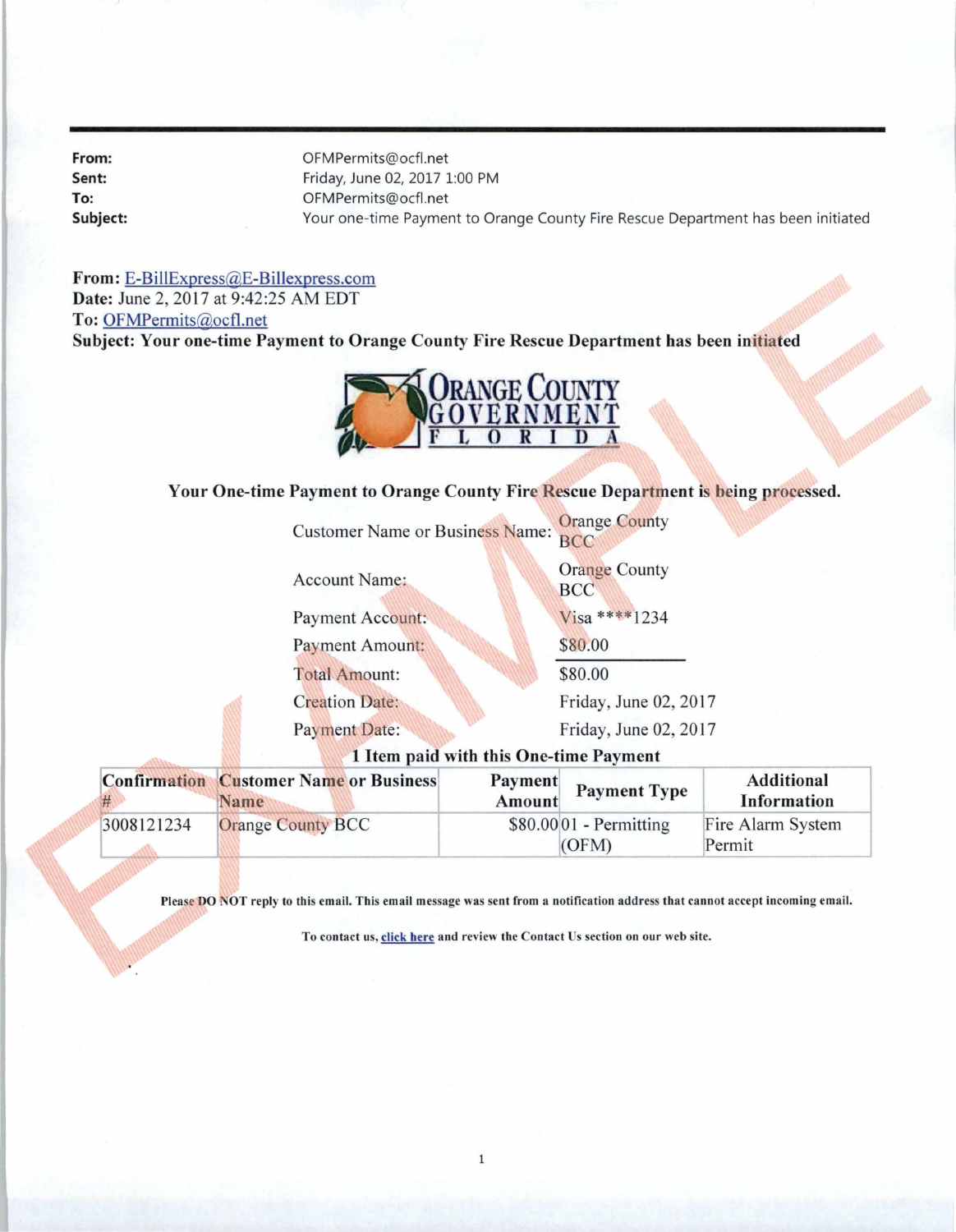**From:** OFMPermits@ocfl.net
**Sent:** Friday, June 02, 2017 1:00 PM
**To:** OFMPermits@ocfl.net
**Subject:** Your one-time Payment to Orange County Fire Rescue Department has been initiated

**From:** E-BillExpress@E-Billexpress.com
**Date:** June 2, 2017 at 9:42:25 AM EDT
**To:** OFMPermits@ocfl.net
**Subject: Your one-time Payment to Orange County Fire Rescue Department has been initiated**

ORANGE COUNTY GOVERNMENT FLORIDA

**Your One-time Payment to Orange County Fire Rescue Department is being processed.**

| | |
|---|---|
| Customer Name or Business Name: | Orange County BCC |
| Account Name: | Orange County BCC |
| Payment Account: | Visa ****1234 |
| Payment Amount: | $80.00 |
| Total Amount: | $80.00 |
| Creation Date: | Friday, June 02, 2017 |
| Payment Date: | Friday, June 02, 2017 |

**1 Item paid with this One-time Payment**

| Confirmation # | Customer Name or Business Name | Payment Amount | Payment Type | Additional Information |
|---|---|---|---|---|
| 3008121234 | Orange County BCC | $80.00 | 01 - Permitting (OFM) | Fire Alarm System Permit |

**Please DO NOT reply to this email. This email message was sent from a notification address that cannot accept incoming email.**

**To contact us, click here and review the Contact Us section on our web site.**

EXAMPLE